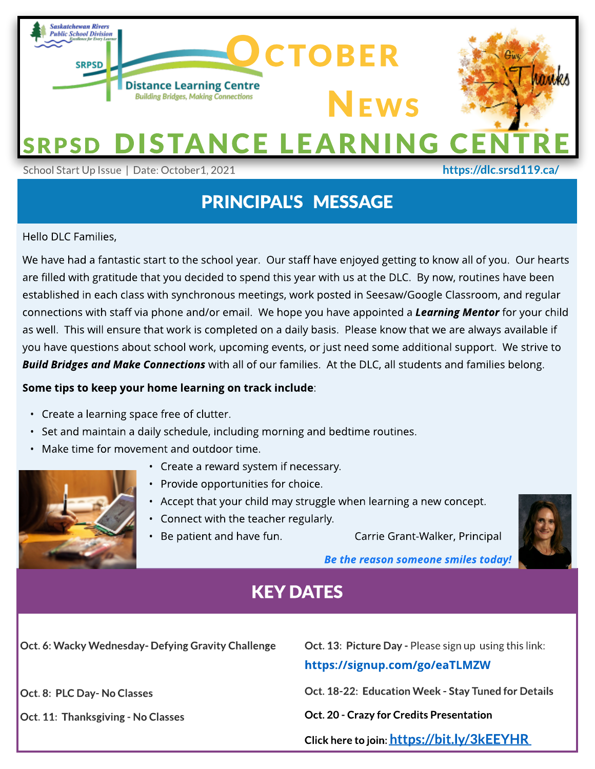# October News

# SRPSD DISTANCE LEARNING CENTRE

Saskatchewan Rivers Public School Division — Excellence for Every Learner

SRPSD Distance Learning Centre — *Building Bridges, Making Connections*

School Start Up Issue | Date: October1, 2021

https://dlc.srsd119.ca/

## PRINCIPAL'S MESSAGE

Hello DLC Families,

We have had a fantastic start to the school year. Our staff have enjoyed getting to know all of you. Our hearts are filled with gratitude that you decided to spend this year with us at the DLC. By now, routines have been established in each class with synchronous meetings, work posted in Seesaw/Google Classroom, and regular connections with staff via phone and/or email. We hope you have appointed a ***Learning Mentor*** for your child as well. This will ensure that work is completed on a daily basis. Please know that we are always available if you have questions about school work, upcoming events, or just need some additional support. We strive to ***Build Bridges and Make Connections*** with all of our families. At the DLC, all students and families belong.

**Some tips to keep your home learning on track include**:

- Create a learning space free of clutter.
- Set and maintain a daily schedule, including morning and bedtime routines.
- Make time for movement and outdoor time.
- Create a reward system if necessary.
- Provide opportunities for choice.
- Accept that your child may struggle when learning a new concept.
- Connect with the teacher regularly.
- Be patient and have fun.

Carrie Grant-Walker, Principal

***Be the reason someone smiles today!***

## KEY DATES

**Oct. 6: Wacky Wednesday- Defying Gravity Challenge**

**Oct. 8: PLC Day- No Classes**

**Oct. 11: Thanksgiving - No Classes**

**Oct. 13: Picture Day -** Please sign up using this link: **https://signup.com/go/eaTLMZW**

**Oct. 18-22: Education Week - Stay Tuned for Details**

**Oct. 20 - Crazy for Credits Presentation**

**Click here to join: https://bit.ly/3kEEYHR**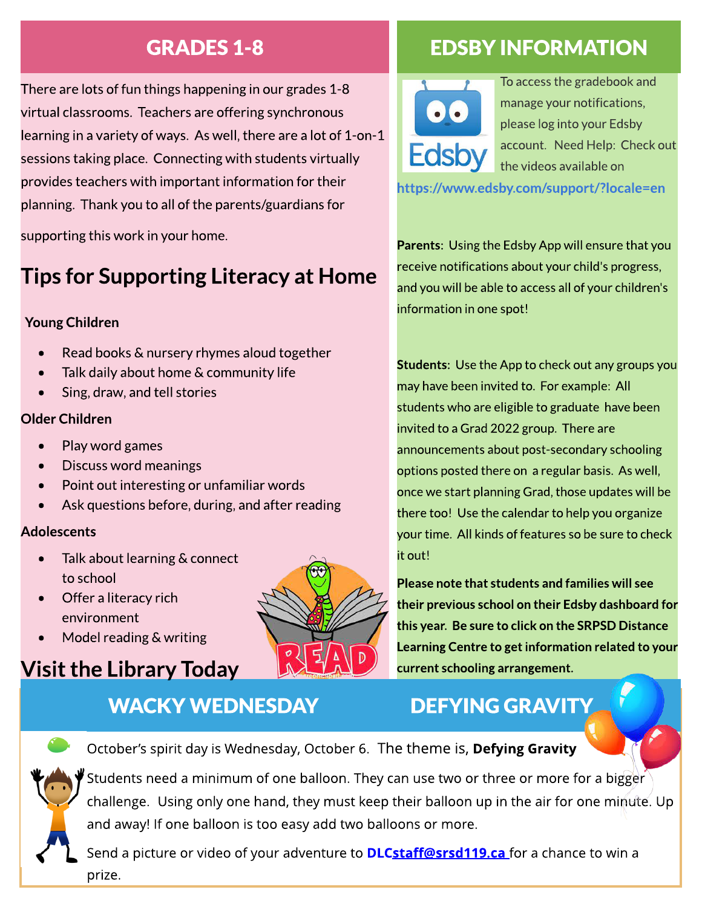## GRADES 1-8

There are lots of fun things happening in our grades 1-8 virtual classrooms. Teachers are offering synchronous learning in a variety of ways. As well, there are a lot of 1-on-1 sessions taking place. Connecting with students virtually provides teachers with important information for their planning. Thank you to all of the parents/guardians for supporting this work in your home.

## Tips for Supporting Literacy at Home

**Young Children**

- Read books & nursery rhymes aloud together
- Talk daily about home & community life
- Sing, draw, and tell stories

**Older Children**

- Play word games
- Discuss word meanings
- Point out interesting or unfamiliar words
- Ask questions before, during, and after reading

**Adolescents**

- Talk about learning & connect to school
- Offer a literacy rich environment
- Model reading & writing

## Visit the Library Today

## EDSBY INFORMATION

To access the gradebook and manage your notifications, please log into your Edsby account. Need Help: Check out the videos available on https://www.edsby.com/support/?locale=en

**Parents**: Using the Edsby App will ensure that you receive notifications about your child's progress, and you will be able to access all of your children's information in one spot!

**Students**: Use the App to check out any groups you may have been invited to. For example: All students who are eligible to graduate have been invited to a Grad 2022 group. There are announcements about post-secondary schooling options posted there on a regular basis. As well, once we start planning Grad, those updates will be there too! Use the calendar to help you organize your time. All kinds of features so be sure to check it out!

**Please note that students and families will see their previous school on their Edsby dashboard for this year. Be sure to click on the SRPSD Distance Learning Centre to get information related to your current schooling arrangement.**

## WACKY WEDNESDAY — DEFYING GRAVITY

October's spirit day is Wednesday, October 6. The theme is, **Defying Gravity**

Students need a minimum of one balloon. They can use two or three or more for a bigger challenge. Using only one hand, they must keep their balloon up in the air for one minute. Up and away! If one balloon is too easy add two balloons or more.

Send a picture or video of your adventure to **DLCstaff@srsd119.ca** for a chance to win a prize.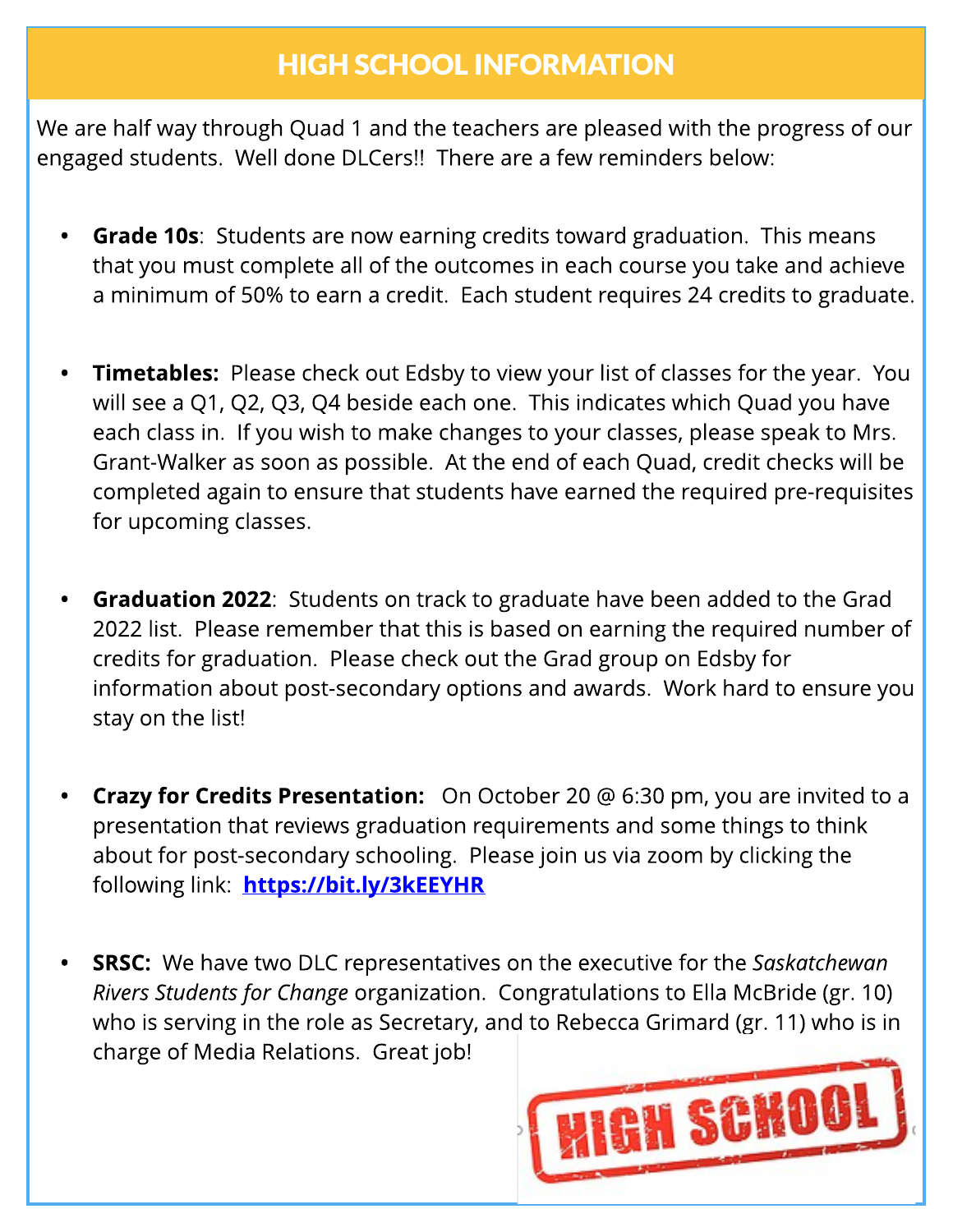## HIGH SCHOOL INFORMATION

We are half way through Quad 1 and the teachers are pleased with the progress of our engaged students. Well done DLCers!! There are a few reminders below:

- **Grade 10s**: Students are now earning credits toward graduation. This means that you must complete all of the outcomes in each course you take and achieve a minimum of 50% to earn a credit. Each student requires 24 credits to graduate.

- **Timetables:** Please check out Edsby to view your list of classes for the year. You will see a Q1, Q2, Q3, Q4 beside each one. This indicates which Quad you have each class in. If you wish to make changes to your classes, please speak to Mrs. Grant-Walker as soon as possible. At the end of each Quad, credit checks will be completed again to ensure that students have earned the required pre-requisites for upcoming classes.

- **Graduation 2022**: Students on track to graduate have been added to the Grad 2022 list. Please remember that this is based on earning the required number of credits for graduation. Please check out the Grad group on Edsby for information about post-secondary options and awards. Work hard to ensure you stay on the list!

- **Crazy for Credits Presentation:** On October 20 @ 6:30 pm, you are invited to a presentation that reviews graduation requirements and some things to think about for post-secondary schooling. Please join us via zoom by clicking the following link: **https://bit.ly/3kEEYHR**

- **SRSC:** We have two DLC representatives on the executive for the *Saskatchewan Rivers Students for Change* organization. Congratulations to Ella McBride (gr. 10) who is serving in the role as Secretary, and to Rebecca Grimard (gr. 11) who is in charge of Media Relations. Great job!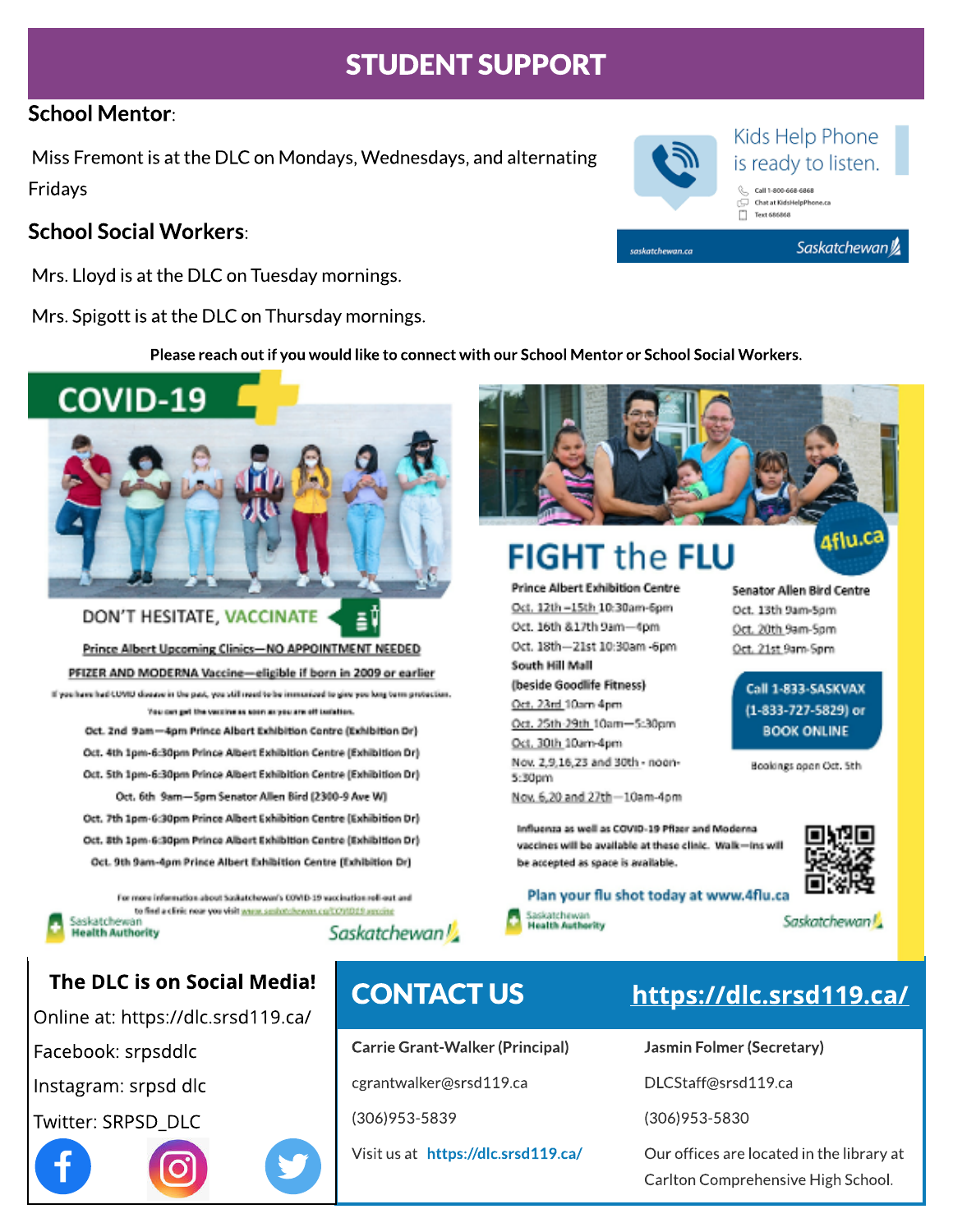# STUDENT SUPPORT

**School Mentor**:

Miss Fremont is at the DLC on Mondays, Wednesdays, and alternating Fridays

**School Social Workers**:

Mrs. Lloyd is at the DLC on Tuesday mornings.

Mrs. Spigott is at the DLC on Thursday mornings.

**Please reach out if you would like to connect with our School Mentor or School Social Workers.**

Kids Help Phone is ready to listen.

Call 1-800-668-6868
Chat at KidsHelpPhone.ca
Text 686868

saskatchewan.ca Saskatchewan

## COVID-19

DON'T HESITATE, VACCINATE

Prince Albert Upcoming Clinics—NO APPOINTMENT NEEDED

PFIZER AND MODERNA Vaccine—eligible if born in 2009 or earlier

If you have had COVID disease in the past, you still need to be immunized to give you long term protection. You can get the vaccine as soon as you are off isolation.

Oct. 2nd 9am—4pm Prince Albert Exhibition Centre (Exhibition Dr)
Oct. 4th 1pm-6:30pm Prince Albert Exhibition Centre (Exhibition Dr)
Oct. 5th 1pm-6:30pm Prince Albert Exhibition Centre (Exhibition Dr)
Oct. 6th 9am—5pm Senator Allen Bird (2300-9 Ave W)
Oct. 7th 1pm-6:30pm Prince Albert Exhibition Centre (Exhibition Dr)
Oct. 8th 1pm-6:30pm Prince Albert Exhibition Centre (Exhibition Dr)
Oct. 9th 9am-4pm Prince Albert Exhibition Centre (Exhibition Dr)

For more information about Saskatchewan's COVID-19 vaccination roll-out and to find a clinic near you visit www.saskatchewan.ca/COVID19-vaccine

Saskatchewan Health Authority Saskatchewan

## FIGHT the FLU

4flu.ca

**Prince Albert Exhibition Centre**
Oct. 12th –15th 10:30am-6pm
Oct. 16th &17th 9am—4pm
Oct. 18th—21st 10:30am -6pm

**South Hill Mall (beside Goodlife Fitness)**
Oct. 23rd 10am-4pm
Oct. 25th-29th 10am—5:30pm
Oct. 30th 10am-4pm
Nov. 2,9,16,23 and 30th - noon-5:30pm
Nov. 6,20 and 27th—10am-4pm

**Senator Allen Bird Centre**
Oct. 13th 9am-5pm
Oct. 20th 9am-5pm
Oct. 21st 9am-5pm

Call 1-833-SASKVAX (1-833-727-5829) or BOOK ONLINE

Bookings open Oct. 5th

Influenza as well as COVID-19 Pfizer and Moderna vaccines will be available at these clinic. Walk—ins will be accepted as space is available.

Plan your flu shot today at www.4flu.ca

Saskatchewan Health Authority Saskatchewan

## The DLC is on Social Media!

Online at: https://dlc.srsd119.ca/
Facebook: srpsddlc
Instagram: srpsd dlc
Twitter: SRPSD_DLC

## CONTACT US [https://dlc.srsd119.ca/](https://dlc.srsd119.ca/)

**Carrie Grant-Walker (Principal)**
cgrantwalker@srsd119.ca
(306)953-5839
Visit us at **https://dlc.srsd119.ca/**

**Jasmin Folmer (Secretary)**
DLCStaff@srsd119.ca
(306)953-5830
Our offices are located in the library at Carlton Comprehensive High School.